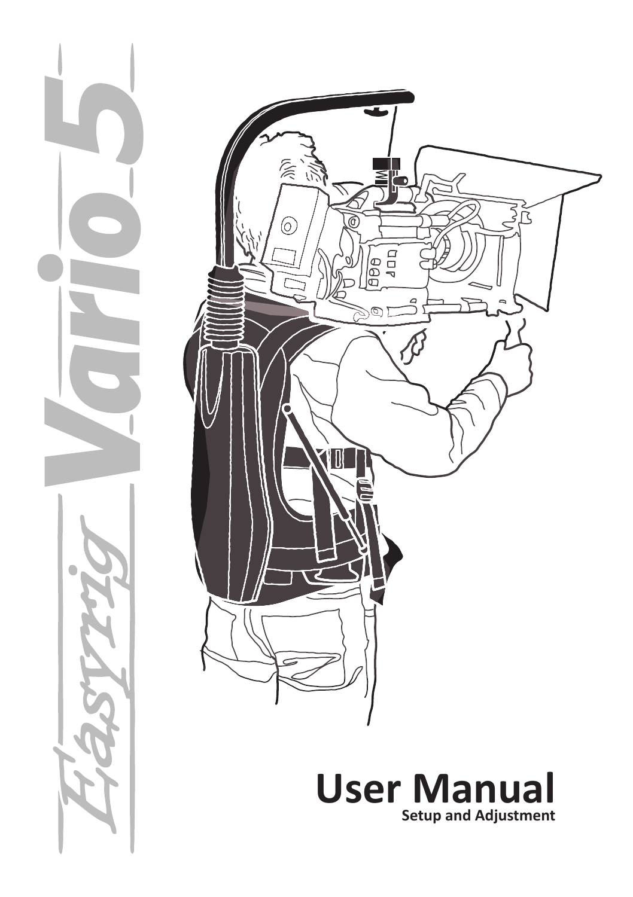# Easyrig Vario 5

# User Manual

**Setup and Adjustment**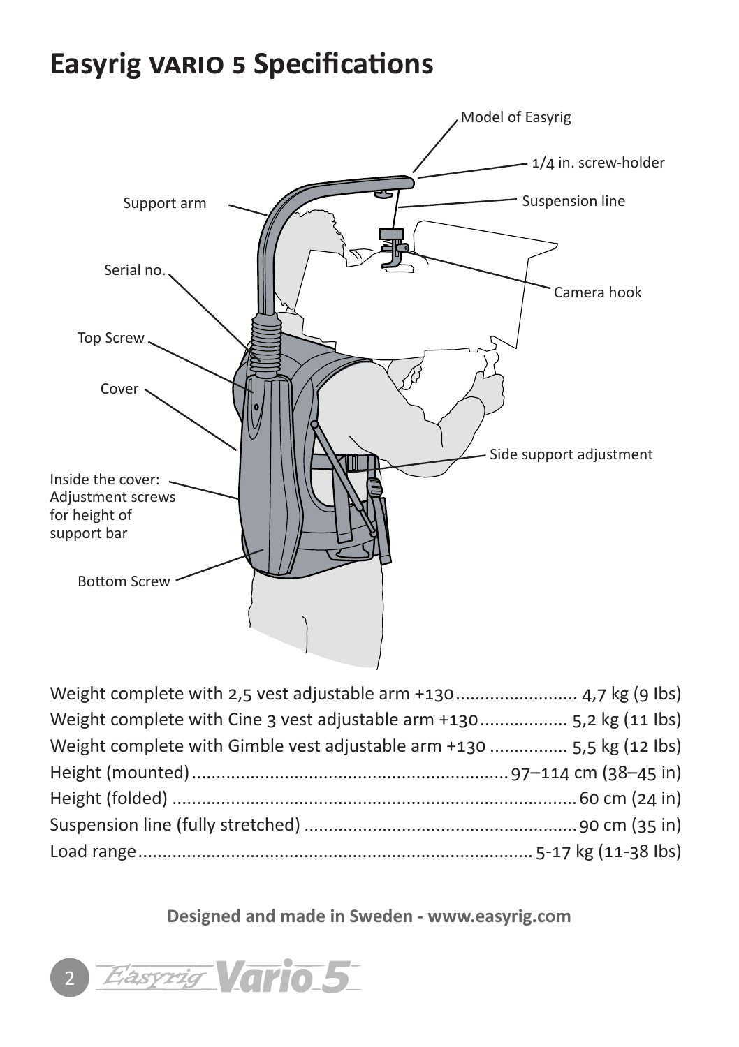# Easyrig VARIO 5 Specifications

Model of Easyrig

1/4 in. screw-holder

Support arm

Suspension line

Serial no.

Camera hook

Top Screw

Cover

Side support adjustment

Inside the cover: Adjustment screws for height of support bar

Bottom Screw

| | |
|---|---|
| Weight complete with 2,5 vest adjustable arm +130 | 4,7 kg (9 lbs) |
| Weight complete with Cine 3 vest adjustable arm +130 | 5,2 kg (11 lbs) |
| Weight complete with Gimble vest adjustable arm +130 | 5,5 kg (12 lbs) |
| Height (mounted) | 97–114 cm (38–45 in) |
| Height (folded) | 60 cm (24 in) |
| Suspension line (fully stretched) | 90 cm (35 in) |
| Load range | 5-17 kg (11-38 lbs) |

**Designed and made in Sweden - www.easyrig.com**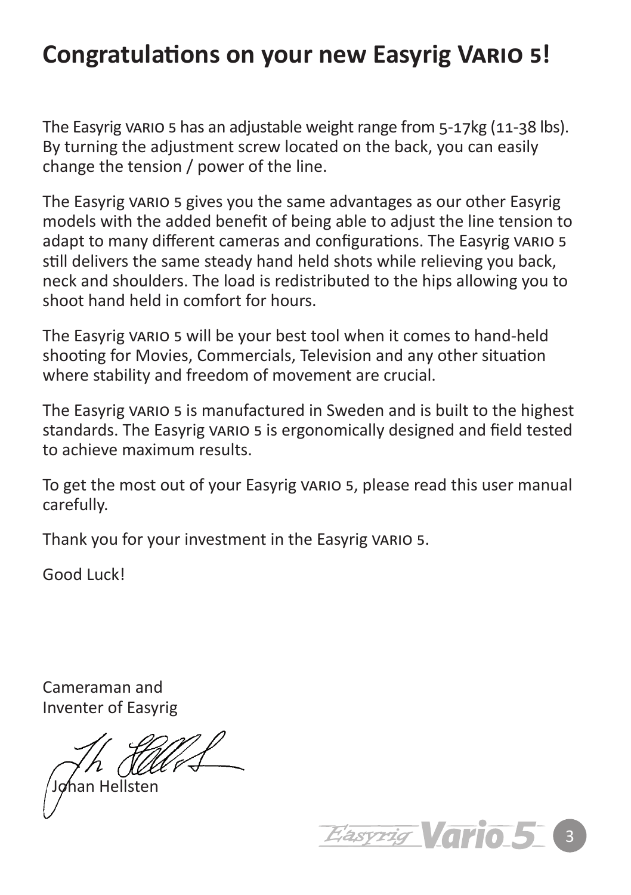# Congratulations on your new Easyrig VARIO 5!

The Easyrig VARIO 5 has an adjustable weight range from 5-17kg (11-38 lbs). By turning the adjustment screw located on the back, you can easily change the tension / power of the line.

The Easyrig VARIO 5 gives you the same advantages as our other Easyrig models with the added benefit of being able to adjust the line tension to adapt to many different cameras and configurations. The Easyrig VARIO 5 still delivers the same steady hand held shots while relieving you back, neck and shoulders. The load is redistributed to the hips allowing you to shoot hand held in comfort for hours.

The Easyrig VARIO 5 will be your best tool when it comes to hand-held shooting for Movies, Commercials, Television and any other situation where stability and freedom of movement are crucial.

The Easyrig VARIO 5 is manufactured in Sweden and is built to the highest standards. The Easyrig VARIO 5 is ergonomically designed and field tested to achieve maximum results.

To get the most out of your Easyrig VARIO 5, please read this user manual carefully.

Thank you for your investment in the Easyrig VARIO 5.

Good Luck!

Cameraman and
Inventer of Easyrig

Johan Hellsten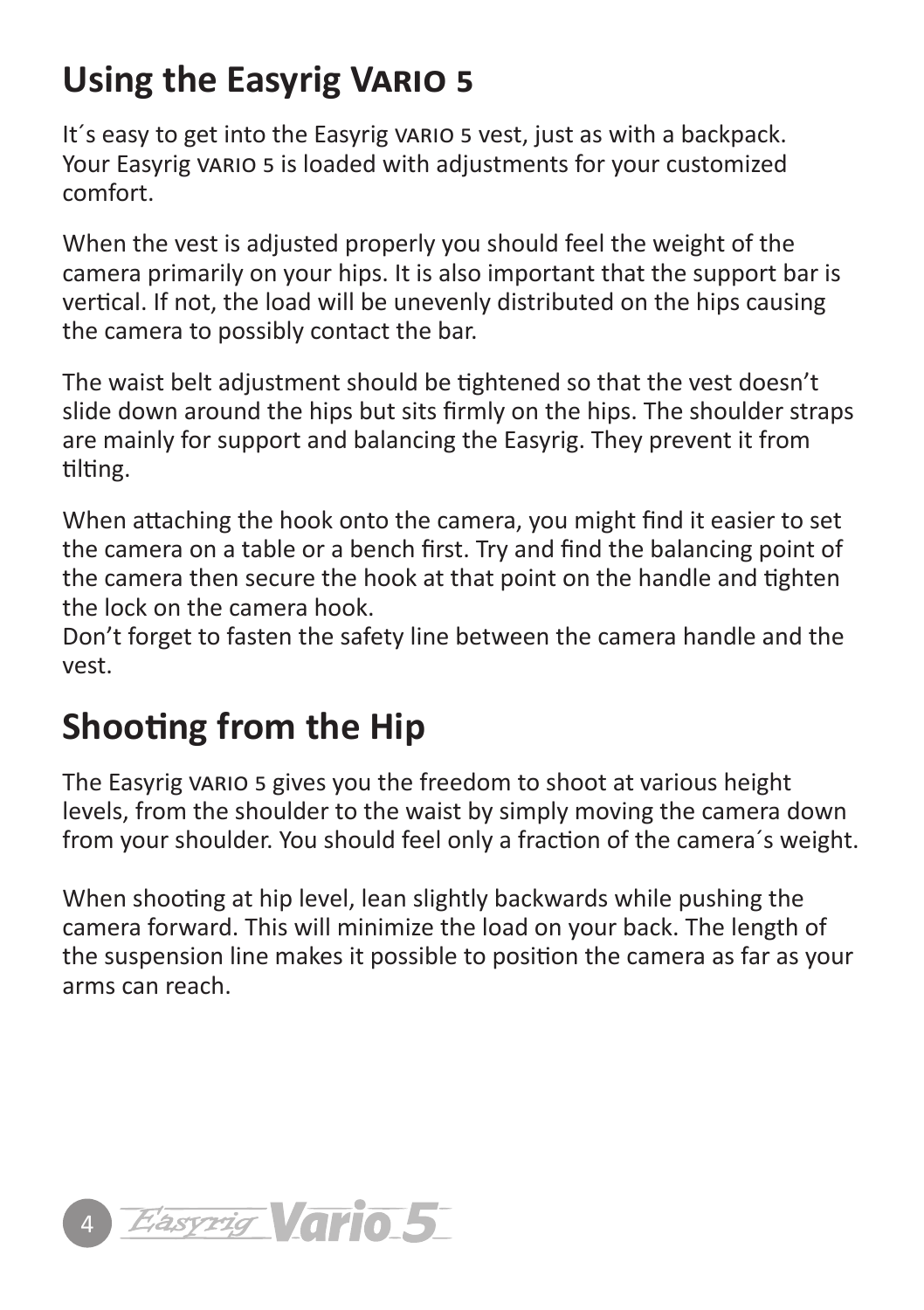## Using the Easyrig Vario 5

It´s easy to get into the Easyrig vario 5 vest, just as with a backpack. Your Easyrig vario 5 is loaded with adjustments for your customized comfort.

When the vest is adjusted properly you should feel the weight of the camera primarily on your hips. It is also important that the support bar is vertical. If not, the load will be unevenly distributed on the hips causing the camera to possibly contact the bar.

The waist belt adjustment should be tightened so that the vest doesn't slide down around the hips but sits firmly on the hips. The shoulder straps are mainly for support and balancing the Easyrig. They prevent it from tilting.

When attaching the hook onto the camera, you might find it easier to set the camera on a table or a bench first. Try and find the balancing point of the camera then secure the hook at that point on the handle and tighten the lock on the camera hook.
Don't forget to fasten the safety line between the camera handle and the vest.

## Shooting from the Hip

The Easyrig vario 5 gives you the freedom to shoot at various height levels, from the shoulder to the waist by simply moving the camera down from your shoulder. You should feel only a fraction of the camera´s weight.

When shooting at hip level, lean slightly backwards while pushing the camera forward. This will minimize the load on your back. The length of the suspension line makes it possible to position the camera as far as your arms can reach.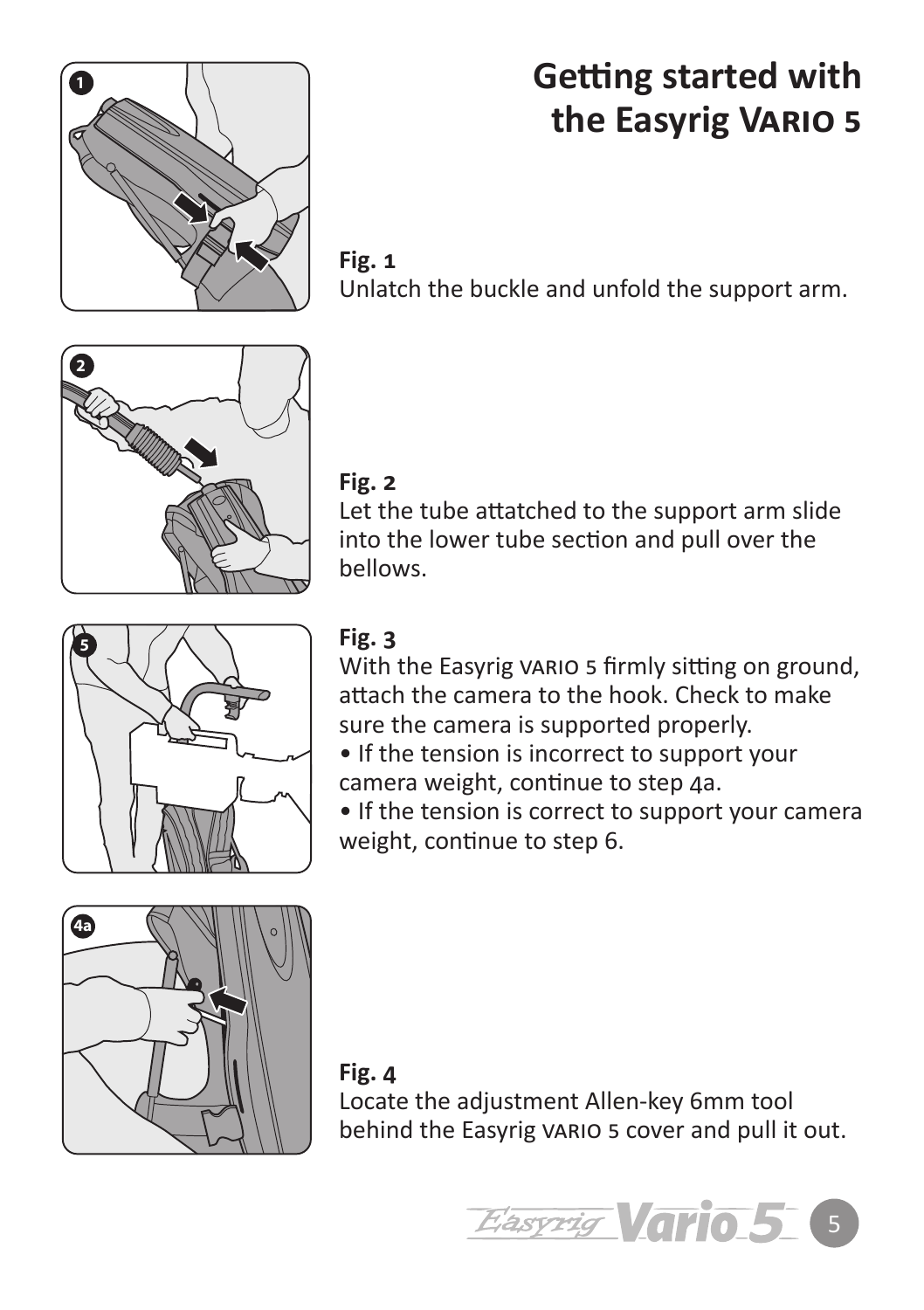# Getting started with the Easyrig VARIO 5

**Fig. 1**
Unlatch the buckle and unfold the support arm.

**Fig. 2**
Let the tube attatched to the support arm slide into the lower tube section and pull over the bellows.

**Fig. 3**
With the Easyrig VARIO 5 firmly sitting on ground, attach the camera to the hook. Check to make sure the camera is supported properly.

- If the tension is incorrect to support your camera weight, continue to step 4a.
- If the tension is correct to support your camera weight, continue to step 6.

**Fig. 4**
Locate the adjustment Allen-key 6mm tool behind the Easyrig VARIO 5 cover and pull it out.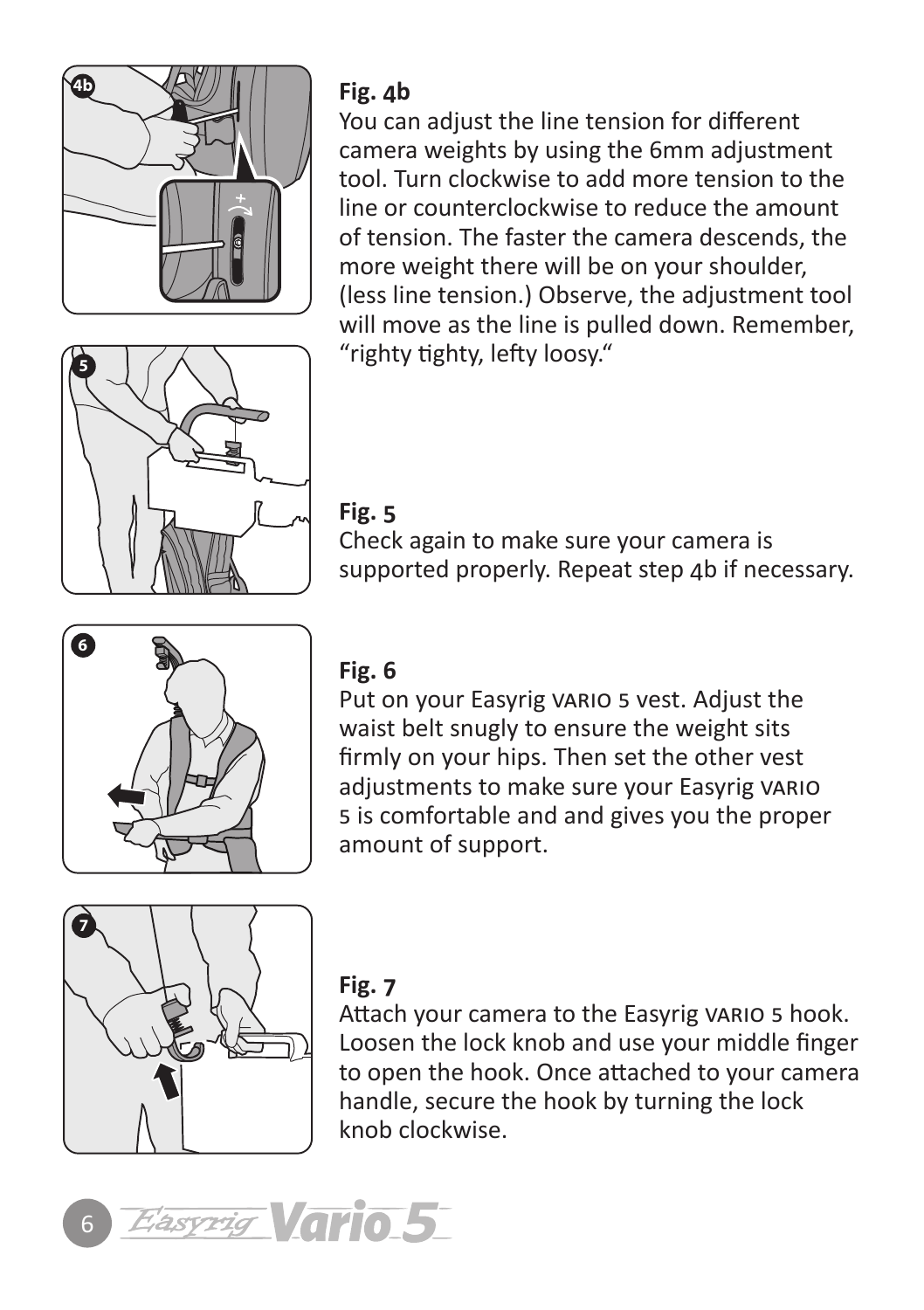**Fig. 4b**

You can adjust the line tension for different camera weights by using the 6mm adjustment tool. Turn clockwise to add more tension to the line or counterclockwise to reduce the amount of tension. The faster the camera descends, the more weight there will be on your shoulder, (less line tension.) Observe, the adjustment tool will move as the line is pulled down. Remember, "righty tighty, lefty loosy."

**Fig. 5**

Check again to make sure your camera is supported properly. Repeat step 4b if necessary.

**Fig. 6**

Put on your Easyrig VARIO 5 vest. Adjust the waist belt snugly to ensure the weight sits firmly on your hips. Then set the other vest adjustments to make sure your Easyrig VARIO 5 is comfortable and and gives you the proper amount of support.

**Fig. 7**

Attach your camera to the Easyrig VARIO 5 hook. Loosen the lock knob and use your middle finger to open the hook. Once attached to your camera handle, secure the hook by turning the lock knob clockwise.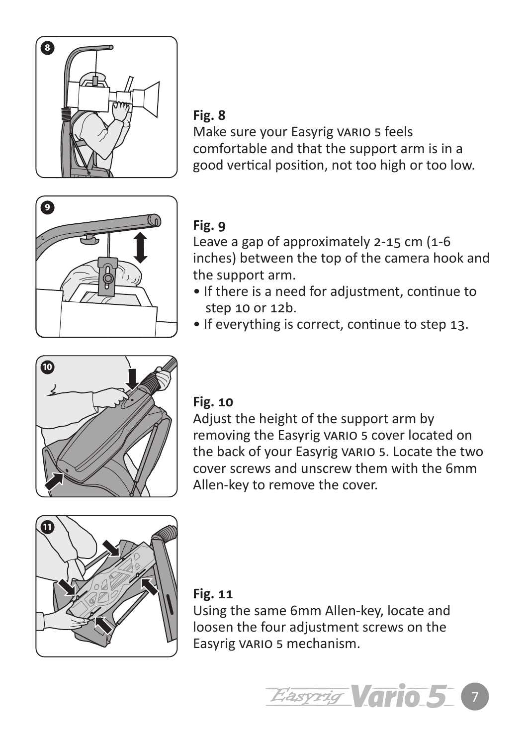**Fig. 8**
Make sure your Easyrig VARIO 5 feels comfortable and that the support arm is in a good vertical position, not too high or too low.

**Fig. 9**
Leave a gap of approximately 2-15 cm (1-6 inches) between the top of the camera hook and the support arm.

- If there is a need for adjustment, continue to step 10 or 12b.
- If everything is correct, continue to step 13.

**Fig. 10**
Adjust the height of the support arm by removing the Easyrig VARIO 5 cover located on the back of your Easyrig VARIO 5. Locate the two cover screws and unscrew them with the 6mm Allen-key to remove the cover.

**Fig. 11**
Using the same 6mm Allen-key, locate and loosen the four adjustment screws on the Easyrig VARIO 5 mechanism.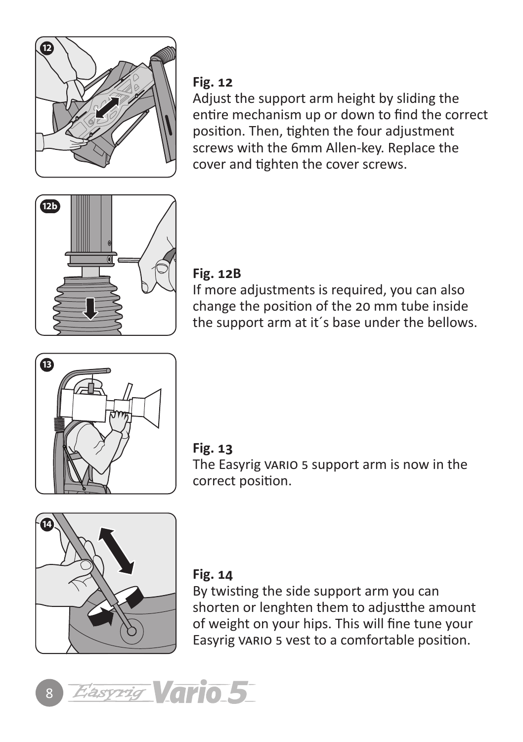**Fig. 12**
Adjust the support arm height by sliding the entire mechanism up or down to find the correct position. Then, tighten the four adjustment screws with the 6mm Allen-key. Replace the cover and tighten the cover screws.

**Fig. 12B**
If more adjustments is required, you can also change the position of the 20 mm tube inside the support arm at it´s base under the bellows.

**Fig. 13**
The Easyrig VARIO 5 support arm is now in the correct position.

**Fig. 14**
By twisting the side support arm you can shorten or lenghten them to adjustthe amount of weight on your hips. This will fine tune your Easyrig VARIO 5 vest to a comfortable position.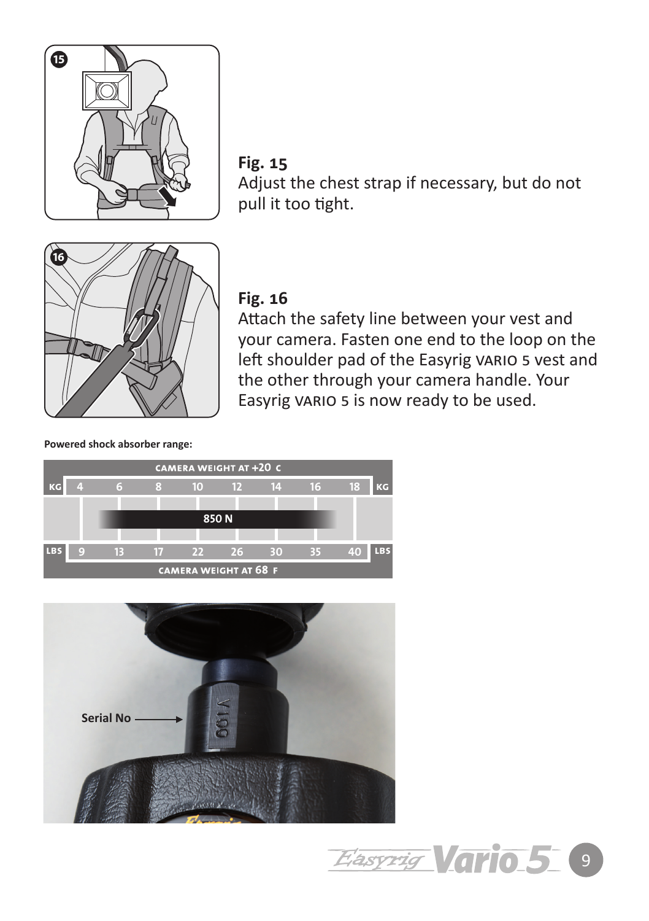**Fig. 15**
Adjust the chest strap if necessary, but do not pull it too tight.

**Fig. 16**
Attach the safety line between your vest and your camera. Fasten one end to the loop on the left shoulder pad of the Easyrig VARIO 5 vest and the other through your camera handle. Your Easyrig VARIO 5 is now ready to be used.

**Powered shock absorber range:**

| CAMERA WEIGHT AT +20 C | | | | | | | | | |
|---|---|---|---|---|---|---|---|---|---|
| KG | 4 | 6 | 8 | 10 | 12 | 14 | 16 | 18 | KG |
| | | 850 N | | | | | | | |
| LBS | 9 | 13 | 17 | 22 | 26 | 30 | 35 | 40 | LBS |
| CAMERA WEIGHT AT 68 F | | | | | | | | | |

Serial No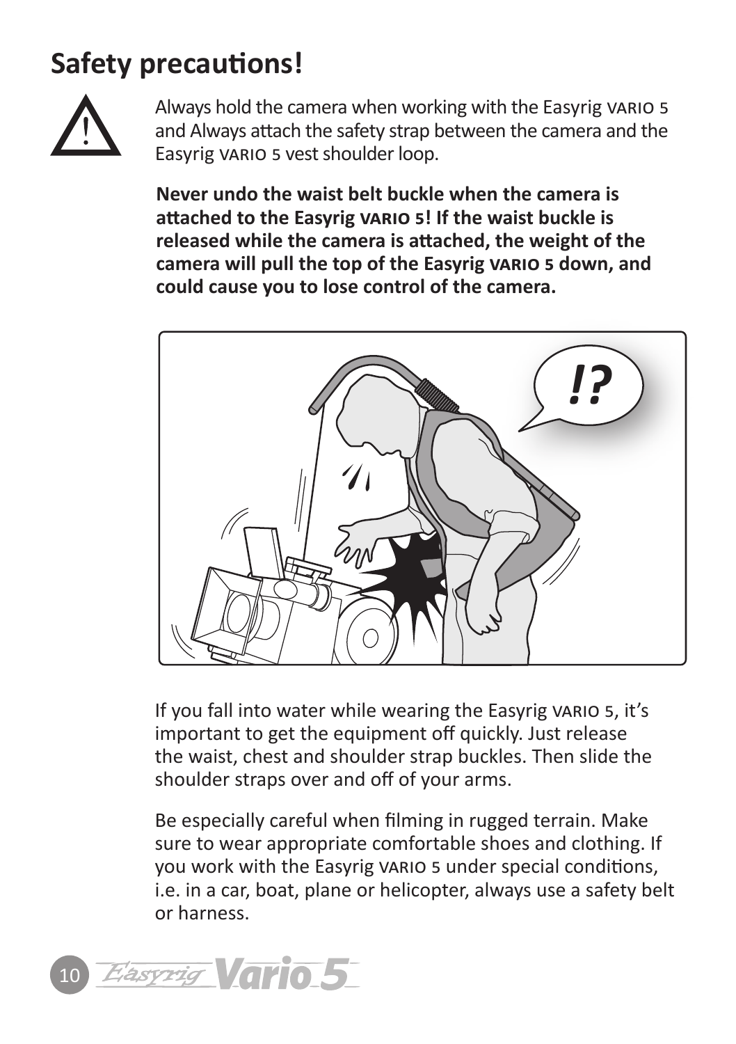## Safety precautions!

Always hold the camera when working with the Easyrig VARIO 5 and Always attach the safety strap between the camera and the Easyrig VARIO 5 vest shoulder loop.

**Never undo the waist belt buckle when the camera is attached to the Easyrig VARIO 5! If the waist buckle is released while the camera is attached, the weight of the camera will pull the top of the Easyrig VARIO 5 down, and could cause you to lose control of the camera.**

If you fall into water while wearing the Easyrig VARIO 5, it's important to get the equipment off quickly. Just release the waist, chest and shoulder strap buckles. Then slide the shoulder straps over and off of your arms.

Be especially careful when filming in rugged terrain. Make sure to wear appropriate comfortable shoes and clothing. If you work with the Easyrig VARIO 5 under special conditions, i.e. in a car, boat, plane or helicopter, always use a safety belt or harness.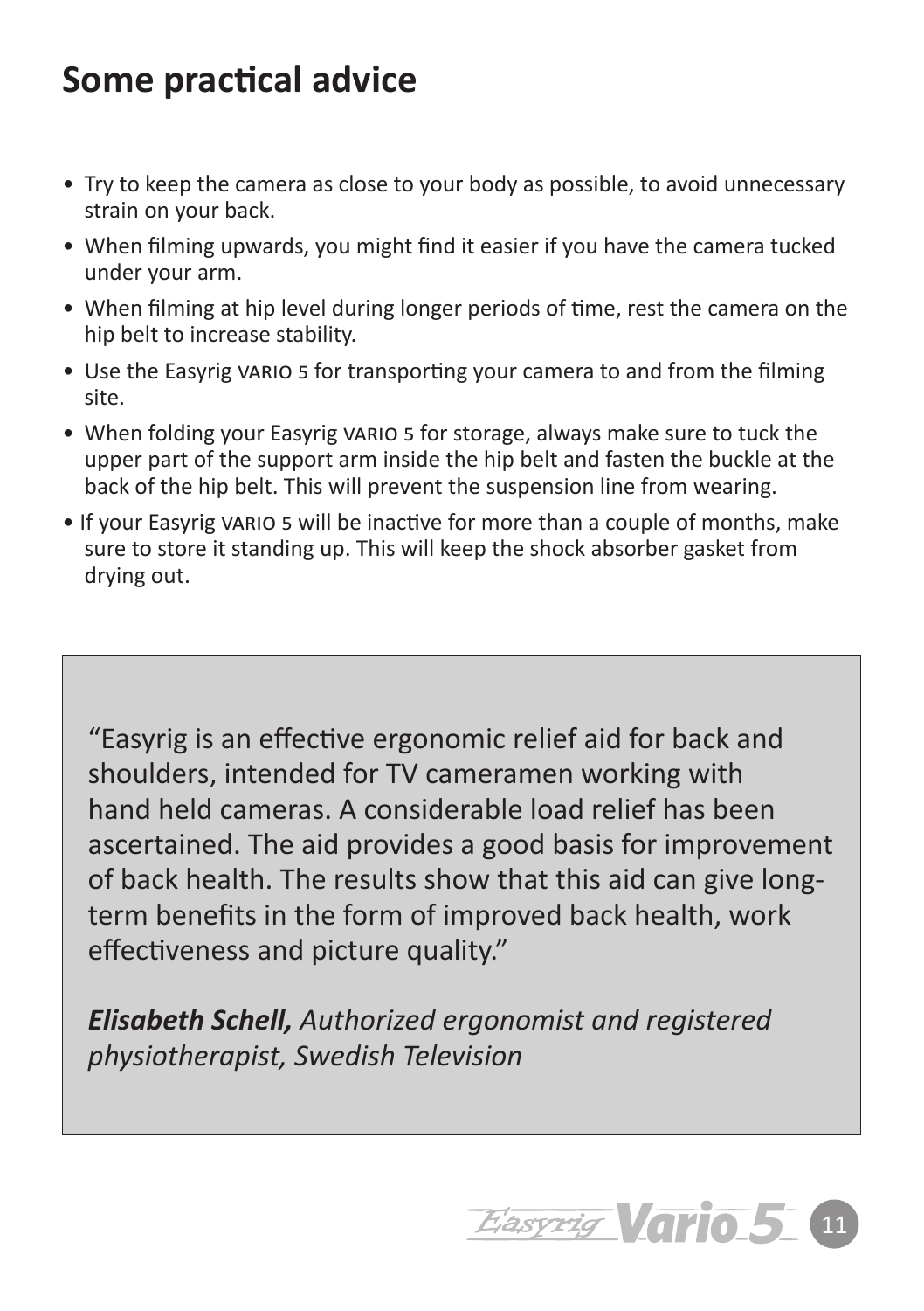# Some practical advice

- Try to keep the camera as close to your body as possible, to avoid unnecessary strain on your back.
- When filming upwards, you might find it easier if you have the camera tucked under your arm.
- When filming at hip level during longer periods of time, rest the camera on the hip belt to increase stability.
- Use the Easyrig VARIO 5 for transporting your camera to and from the filming site.
- When folding your Easyrig VARIO 5 for storage, always make sure to tuck the upper part of the support arm inside the hip belt and fasten the buckle at the back of the hip belt. This will prevent the suspension line from wearing.
- If your Easyrig VARIO 5 will be inactive for more than a couple of months, make sure to store it standing up. This will keep the shock absorber gasket from drying out.

"Easyrig is an effective ergonomic relief aid for back and shoulders, intended for TV cameramen working with hand held cameras. A considerable load relief has been ascertained. The aid provides a good basis for improvement of back health. The results show that this aid can give long-term benefits in the form of improved back health, work effectiveness and picture quality."

***Elisabeth Schell,*** *Authorized ergonomist and registered physiotherapist, Swedish Television*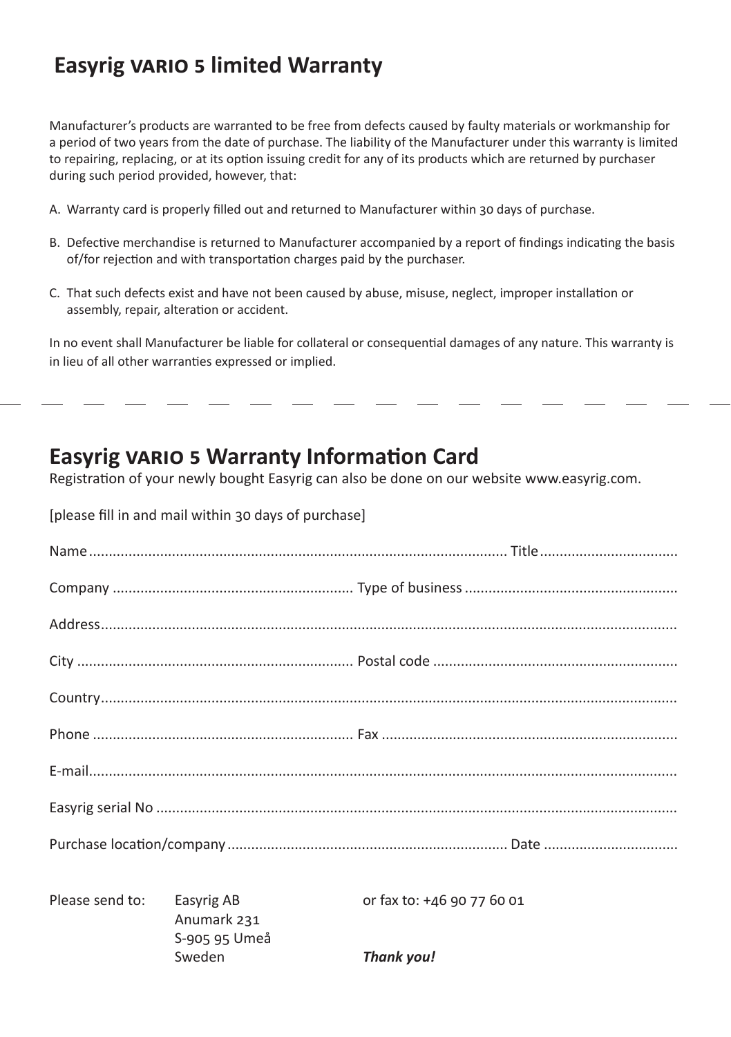# Easyrig VARIO 5 limited Warranty

Manufacturer's products are warranted to be free from defects caused by faulty materials or workmanship for a period of two years from the date of purchase. The liability of the Manufacturer under this warranty is limited to repairing, replacing, or at its option issuing credit for any of its products which are returned by purchaser during such period provided, however, that:

A. Warranty card is properly filled out and returned to Manufacturer within 30 days of purchase.

B. Defective merchandise is returned to Manufacturer accompanied by a report of findings indicating the basis of/for rejection and with transportation charges paid by the purchaser.

C. That such defects exist and have not been caused by abuse, misuse, neglect, improper installation or assembly, repair, alteration or accident.

In no event shall Manufacturer be liable for collateral or consequential damages of any nature. This warranty is in lieu of all other warranties expressed or implied.

---

# Easyrig VARIO 5 Warranty Information Card

Registration of your newly bought Easyrig can also be done on our website www.easyrig.com.

[please fill in and mail within 30 days of purchase]

Name........................................................................................................ Title..................................

Company ............................................................ Type of business .....................................................

Address...............................................................................................................................................

City ..................................................................... Postal code .............................................................

Country...............................................................................................................................................

Phone ................................................................. Fax ..........................................................................

E-mail..................................................................................................................................................

Easyrig serial No ..................................................................................................................................

Purchase location/company ...................................................................... Date ..................................

Please send to: Easyrig AB
Anumark 231
S-905 95 Umeå
Sweden

or fax to: +46 90 77 60 01

***Thank you!***